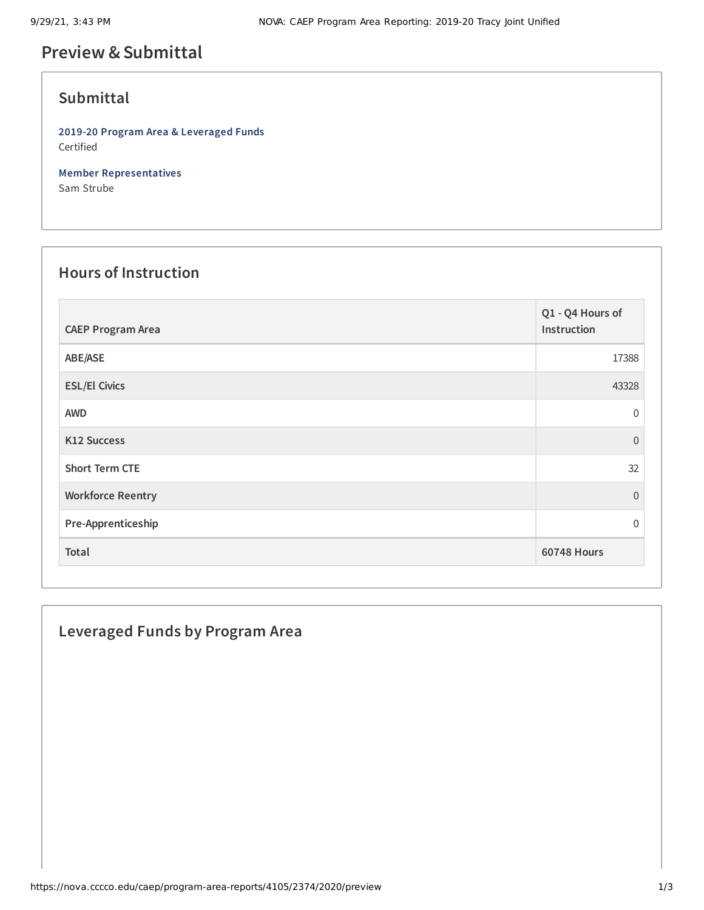# Preview & Submittal

## Submittal

**2019-20 Program Area & Leveraged Funds**
Certified

**Member Representatives**
Sam Strube

## Hours of Instruction

| CAEP Program Area | Q1 - Q4 Hours of Instruction |
|---|---|
| ABE/ASE | 17388 |
| ESL/El Civics | 43328 |
| AWD | 0 |
| K12 Success | 0 |
| Short Term CTE | 32 |
| Workforce Reentry | 0 |
| Pre-Apprenticeship | 0 |
| **Total** | **60748 Hours** |

## Leveraged Funds by Program Area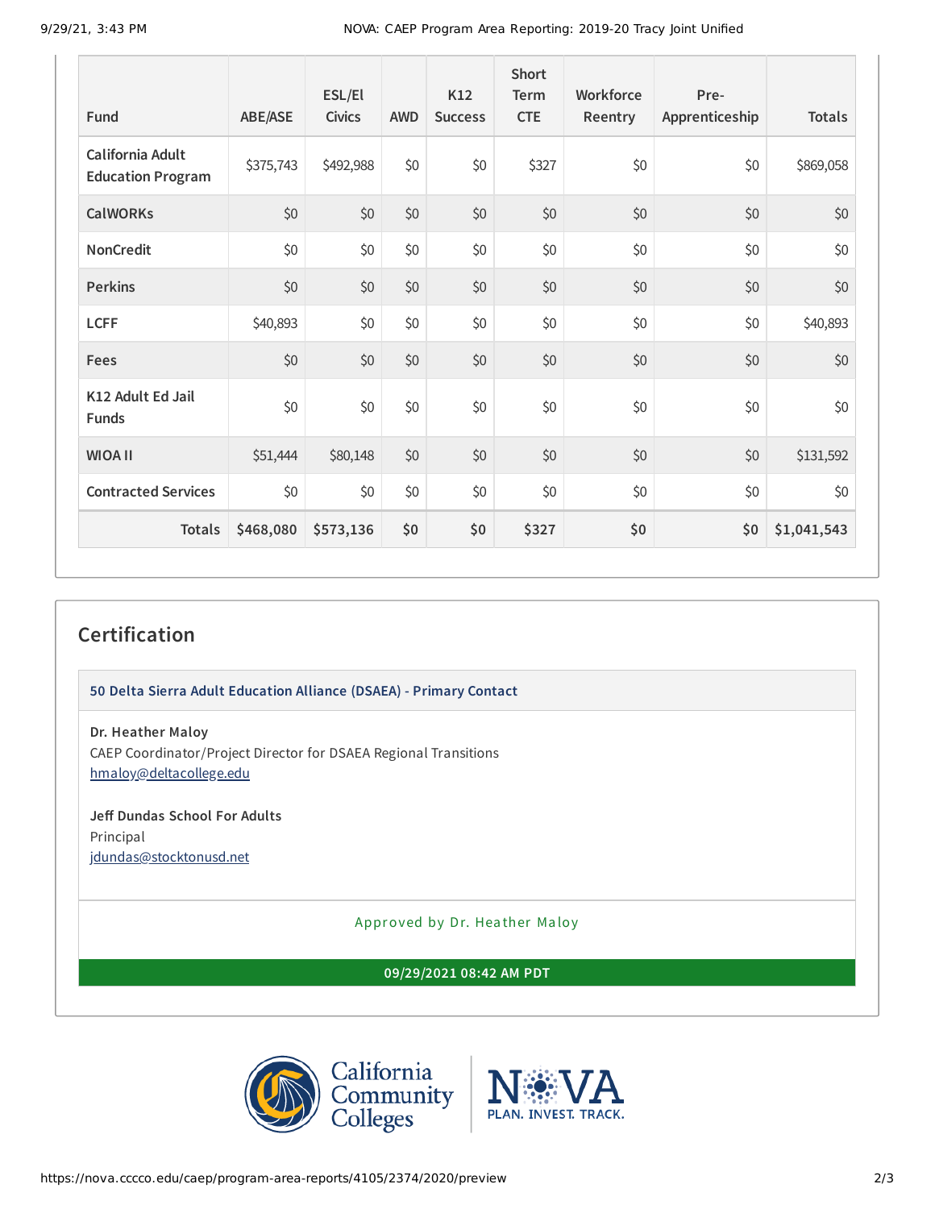| Fund | ABE/ASE | ESL/El Civics | AWD | K12 Success | Short Term CTE | Workforce Reentry | Pre-Apprenticeship | Totals |
|---|---|---|---|---|---|---|---|---|
| California Adult Education Program | $375,743 | $492,988 | $0 | $0 | $327 | $0 | $0 | $869,058 |
| CalWORKs | $0 | $0 | $0 | $0 | $0 | $0 | $0 | $0 |
| NonCredit | $0 | $0 | $0 | $0 | $0 | $0 | $0 | $0 |
| Perkins | $0 | $0 | $0 | $0 | $0 | $0 | $0 | $0 |
| LCFF | $40,893 | $0 | $0 | $0 | $0 | $0 | $0 | $40,893 |
| Fees | $0 | $0 | $0 | $0 | $0 | $0 | $0 | $0 |
| K12 Adult Ed Jail Funds | $0 | $0 | $0 | $0 | $0 | $0 | $0 | $0 |
| WIOA II | $51,444 | $80,148 | $0 | $0 | $0 | $0 | $0 | $131,592 |
| Contracted Services | $0 | $0 | $0 | $0 | $0 | $0 | $0 | $0 |
| **Totals** | **$468,080** | **$573,136** | **$0** | **$0** | **$327** | **$0** | **$0** | **$1,041,543** |

## Certification

**50 Delta Sierra Adult Education Alliance (DSAEA) - Primary Contact**

**Dr. Heather Maloy**
CAEP Coordinator/Project Director for DSAEA Regional Transitions
hmaloy@deltacollege.edu

**Jeff Dundas School For Adults**
Principal
jdundas@stocktonusd.net

Approved by Dr. Heather Maloy

**09/29/2021 08:42 AM PDT**

California Community Colleges

NOVA PLAN. INVEST. TRACK.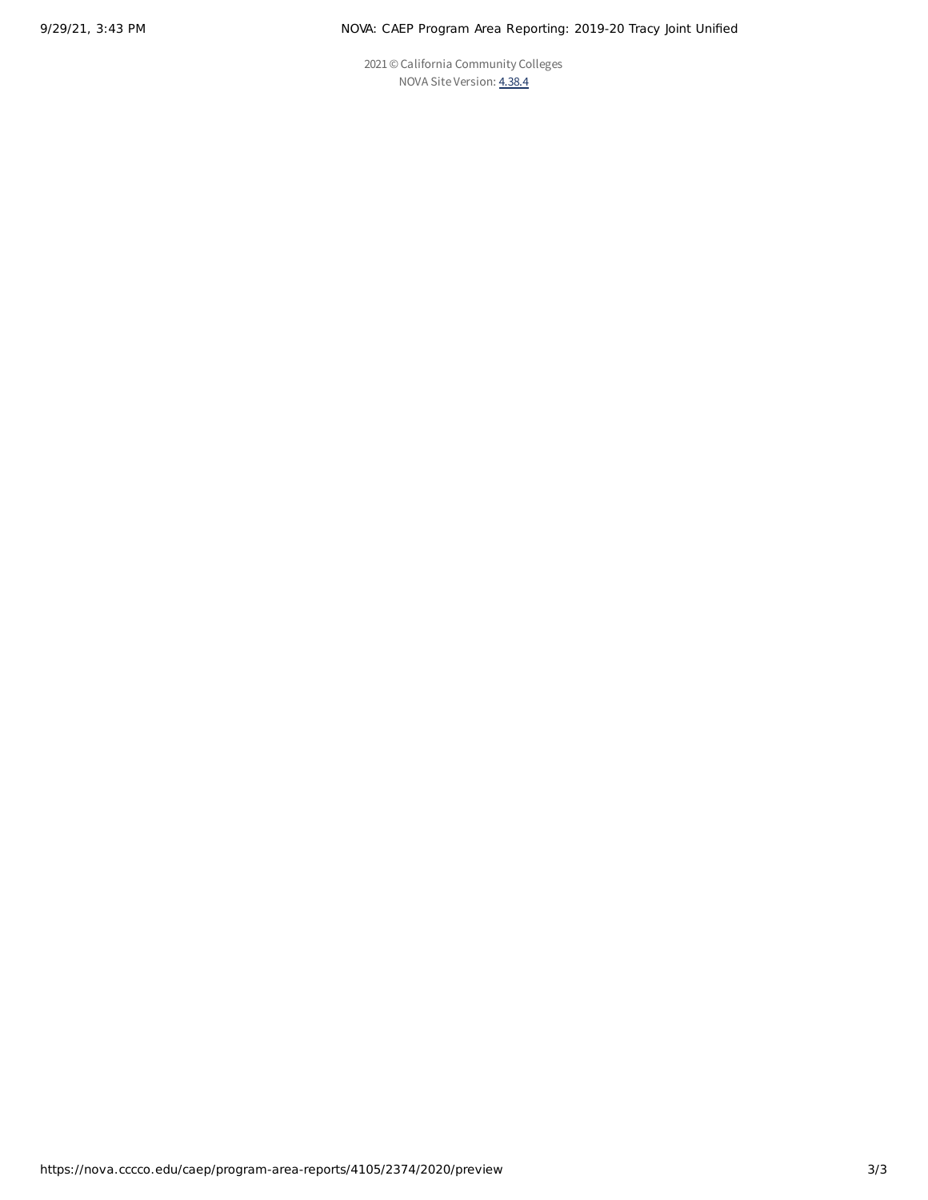2021 © California Community Colleges
NOVA Site Version: 4.38.4